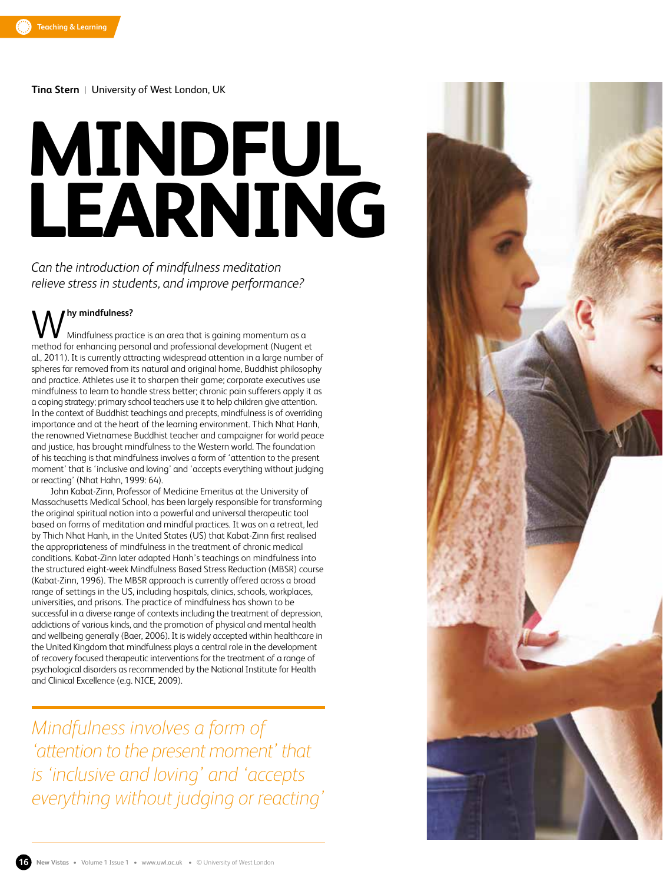Tina Stern | University of West London, UK

# MINDFUL LEARNING

*Can the introduction of mindfulness meditation relieve stress in students, and improve performance?*

## Why mindfulness?

Mindfulness practice is an area that is gaining momentum as a method for enhancing personal and professional development (Nugent et al., 2011). It is currently attracting widespread attention in a large number of spheres far removed from its natural and original home, Buddhist philosophy and practice. Athletes use it to sharpen their game; corporate executives use mindfulness to learn to handle stress better; chronic pain sufferers apply it as a coping strategy; primary school teachers use it to help children give attention. In the context of Buddhist teachings and precepts, mindfulness is of overriding importance and at the heart of the learning environment. Thich Nhat Hanh, the renowned Vietnamese Buddhist teacher and campaigner for world peace and justice, has brought mindfulness to the Western world. The foundation of his teaching is that mindfulness involves a form of 'attention to the present moment' that is 'inclusive and loving' and 'accepts everything without judging or reacting' (Nhat Hahn, 1999: 64).

John Kabat-Zinn, Professor of Medicine Emeritus at the University of Massachusetts Medical School, has been largely responsible for transforming the original spiritual notion into a powerful and universal therapeutic tool based on forms of meditation and mindful practices. It was on a retreat, led by Thich Nhat Hanh, in the United States (US) that Kabat-Zinn first realised the appropriateness of mindfulness in the treatment of chronic medical conditions. Kabat-Zinn later adapted Hanh's teachings on mindfulness into the structured eight-week Mindfulness Based Stress Reduction (MBSR) course (Kabat-Zinn, 1996). The MBSR approach is currently offered across a broad range of settings in the US, including hospitals, clinics, schools, workplaces, universities, and prisons. The practice of mindfulness has shown to be successful in a diverse range of contexts including the treatment of depression, addictions of various kinds, and the promotion of physical and mental health and wellbeing generally (Baer, 2006). It is widely accepted within healthcare in the United Kingdom that mindfulness plays a central role in the development of recovery focused therapeutic interventions for the treatment of a range of psychological disorders as recommended by the National Institute for Health and Clinical Excellence (e.g. NICE, 2009).

*Mindfulness involves a form of 'attention to the present moment' that is 'inclusive and loving' and 'accepts everything without judging or reacting'*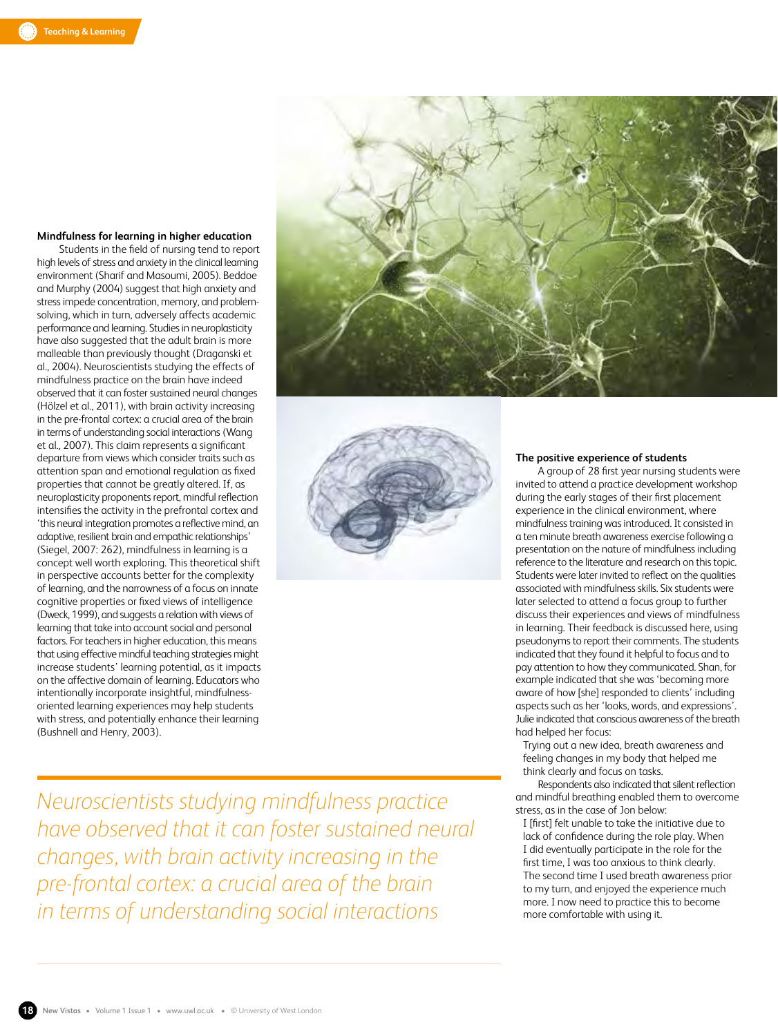### Mindfulness for learning in higher education

Students in the field of nursing tend to report high levels of stress and anxiety in the clinical learning environment (Sharif and Masoumi, 2005). Beddoe and Murphy (2004) suggest that high anxiety and stress impede concentration, memory, and problem-solving, which in turn, adversely affects academic performance and learning. Studies in neuroplasticity have also suggested that the adult brain is more malleable than previously thought (Draganski et al., 2004). Neuroscientists studying the effects of mindfulness practice on the brain have indeed observed that it can foster sustained neural changes (Hölzel et al., 2011), with brain activity increasing in the pre-frontal cortex: a crucial area of the brain in terms of understanding social interactions (Wang et al., 2007). This claim represents a significant departure from views which consider traits such as attention span and emotional regulation as fixed properties that cannot be greatly altered. If, as neuroplasticity proponents report, mindful reflection intensifies the activity in the prefrontal cortex and 'this neural integration promotes a reflective mind, an adaptive, resilient brain and empathic relationships' (Siegel, 2007: 262), mindfulness in learning is a concept well worth exploring. This theoretical shift in perspective accounts better for the complexity of learning, and the narrowness of a focus on innate cognitive properties or fixed views of intelligence (Dweck, 1999), and suggests a relation with views of learning that take into account social and personal factors. For teachers in higher education, this means that using effective mindful teaching strategies might increase students' learning potential, as it impacts on the affective domain of learning. Educators who intentionally incorporate insightful, mindfulness-oriented learning experiences may help students with stress, and potentially enhance their learning (Bushnell and Henry, 2003).

*Neuroscientists studying mindfulness practice have observed that it can foster sustained neural changes, with brain activity increasing in the pre-frontal cortex: a crucial area of the brain in terms of understanding social interactions*

### The positive experience of students

A group of 28 first year nursing students were invited to attend a practice development workshop during the early stages of their first placement experience in the clinical environment, where mindfulness training was introduced. It consisted in a ten minute breath awareness exercise following a presentation on the nature of mindfulness including reference to the literature and research on this topic. Students were later invited to reflect on the qualities associated with mindfulness skills. Six students were later selected to attend a focus group to further discuss their experiences and views of mindfulness in learning. Their feedback is discussed here, using pseudonyms to report their comments. The students indicated that they found it helpful to focus and to pay attention to how they communicated. Shan, for example indicated that she was 'becoming more aware of how [she] responded to clients' including aspects such as her 'looks, words, and expressions'. Julie indicated that conscious awareness of the breath had helped her focus:

> Trying out a new idea, breath awareness and feeling changes in my body that helped me think clearly and focus on tasks.

Respondents also indicated that silent reflection and mindful breathing enabled them to overcome stress, as in the case of Jon below:

> I [first] felt unable to take the initiative due to lack of confidence during the role play. When I did eventually participate in the role for the first time, I was too anxious to think clearly. The second time I used breath awareness prior to my turn, and enjoyed the experience much more. I now need to practice this to become more comfortable with using it.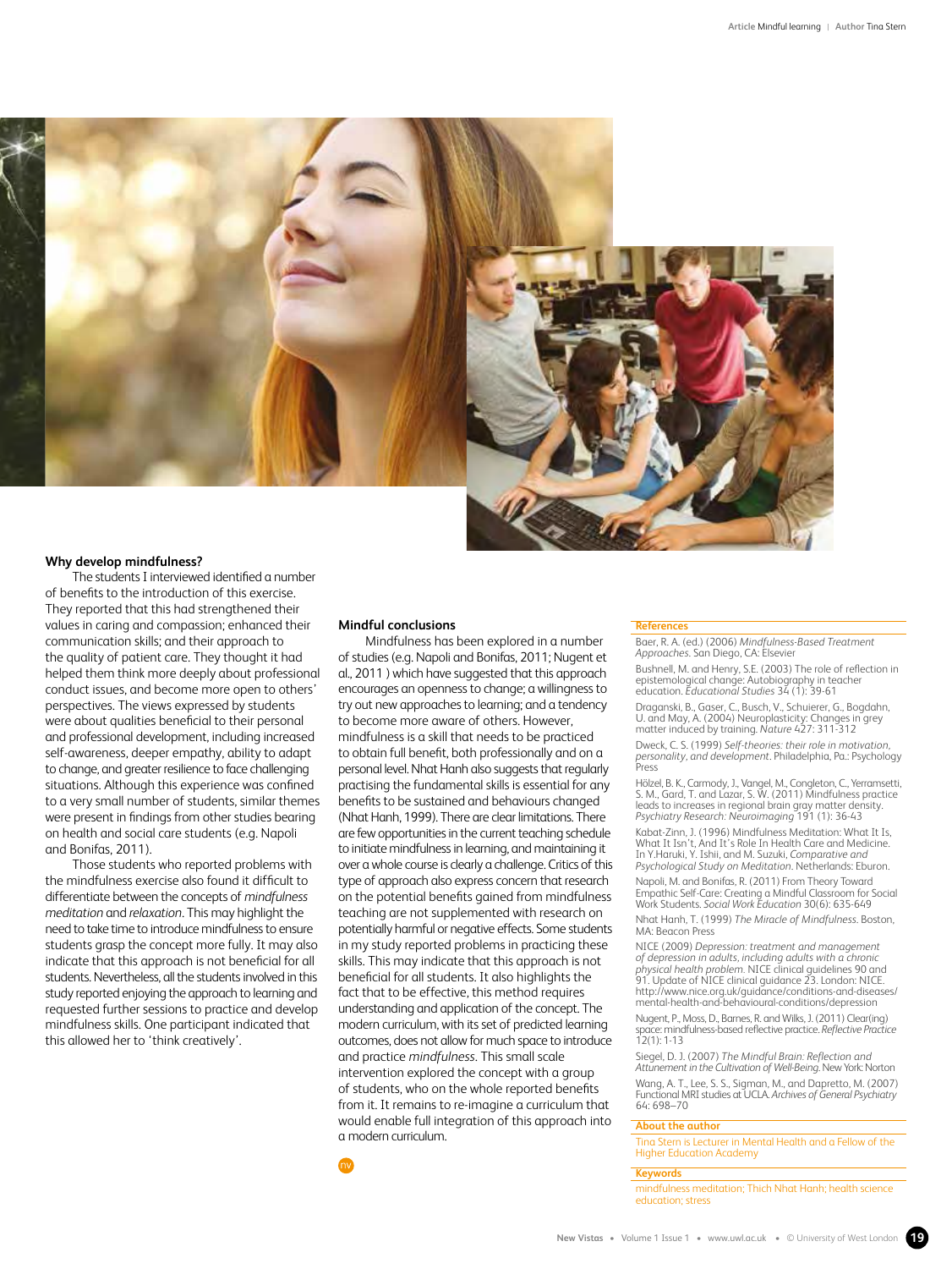## Why develop mindfulness?

The students I interviewed identified a number of benefits to the introduction of this exercise. They reported that this had strengthened their values in caring and compassion; enhanced their communication skills; and their approach to the quality of patient care. They thought it had helped them think more deeply about professional conduct issues, and become more open to others' perspectives. The views expressed by students were about qualities beneficial to their personal and professional development, including increased self-awareness, deeper empathy, ability to adapt to change, and greater resilience to face challenging situations. Although this experience was confined to a very small number of students, similar themes were present in findings from other studies bearing on health and social care students (e.g. Napoli and Bonifas, 2011).

Those students who reported problems with the mindfulness exercise also found it difficult to differentiate between the concepts of *mindfulness meditation* and *relaxation*. This may highlight the need to take time to introduce mindfulness to ensure students grasp the concept more fully. It may also indicate that this approach is not beneficial for all students. Nevertheless, all the students involved in this study reported enjoying the approach to learning and requested further sessions to practice and develop mindfulness skills. One participant indicated that this allowed her to 'think creatively'.

## Mindful conclusions

Mindfulness has been explored in a number of studies (e.g. Napoli and Bonifas, 2011; Nugent et al., 2011 ) which have suggested that this approach encourages an openness to change; a willingness to try out new approaches to learning; and a tendency to become more aware of others. However, mindfulness is a skill that needs to be practiced to obtain full benefit, both professionally and on a personal level. Nhat Hanh also suggests that regularly practising the fundamental skills is essential for any benefits to be sustained and behaviours changed (Nhat Hanh, 1999). There are clear limitations. There are few opportunities in the current teaching schedule to initiate mindfulness in learning, and maintaining it over a whole course is clearly a challenge. Critics of this type of approach also express concern that research on the potential benefits gained from mindfulness teaching are not supplemented with research on potentially harmful or negative effects. Some students in my study reported problems in practicing these skills. This may indicate that this approach is not beneficial for all students. It also highlights the fact that to be effective, this method requires understanding and application of the concept. The modern curriculum, with its set of predicted learning outcomes, does not allow for much space to introduce and practice *mindfulness*. This small scale intervention explored the concept with a group of students, who on the whole reported benefits from it. It remains to re-imagine a curriculum that would enable full integration of this approach into a modern curriculum.

nv

### References

Baer, R. A. (ed.) (2006) *Mindfulness-Based Treatment Approaches*. San Diego, CA: Elsevier

Bushnell, M. and Henry, S.E. (2003) The role of reflection in epistemological change: Autobiography in teacher education. *Educational Studies* 34 (1): 39-61

Draganski, B., Gaser, C., Busch, V., Schuierer, G., Bogdahn, U. and May, A. (2004) Neuroplasticity: Changes in grey matter induced by training. *Nature* 427: 311-312

Dweck, C. S. (1999) *Self-theories: their role in motivation, personality, and development*. Philadelphia, Pa.: Psychology Press

Hölzel, B. K., Carmody, J., Vangel, M., Congleton, C., Yerramsetti, S. M., Gard, T. and Lazar, S. W. (2011) Mindfulness practice leads to increases in regional brain gray matter density. *Psychiatry Research: Neuroimaging* 191 (1): 36-43

Kabat-Zinn, J. (1996) Mindfulness Meditation: What It Is, What It Isn't, And It's Role In Health Care and Medicine. In Y.Haruki, Y. Ishii, and M. Suzuki, *Comparative and Psychological Study on Meditation*. Netherlands: Eburon.

Napoli, M. and Bonifas, R. (2011) From Theory Toward Empathic Self-Care: Creating a Mindful Classroom for Social Work Students. *Social Work Education* 30(6): 635-649

Nhat Hanh, T. (1999) *The Miracle of Mindfulness*. Boston, MA: Beacon Press

NICE (2009) *Depression: treatment and management of depression in adults, including adults with a chronic physical health problem*. NICE clinical guidelines 90 and 91. Update of NICE clinical guidance 23. London: NICE. http://www.nice.org.uk/guidance/conditions-and-diseases/mental-health-and-behavioural-conditions/depression

Nugent, P., Moss, D., Barnes, R. and Wilks, J. (2011) Clear(ing) space: mindfulness-based reflective practice. *Reflective Practice* 12(1): 1-13

Siegel, D. J. (2007) *The Mindful Brain: Reflection and Attunement in the Cultivation of Well-Being*. New York: Norton

Wang, A. T., Lee, S. S., Sigman, M., and Dapretto, M. (2007) Functional MRI studies at UCLA. *Archives of General Psychiatry* 64: 698–70

### About the author

Tina Stern is Lecturer in Mental Health and a Fellow of the Higher Education Academy

### Keywords

mindfulness meditation; Thich Nhat Hanh; health science education; stress